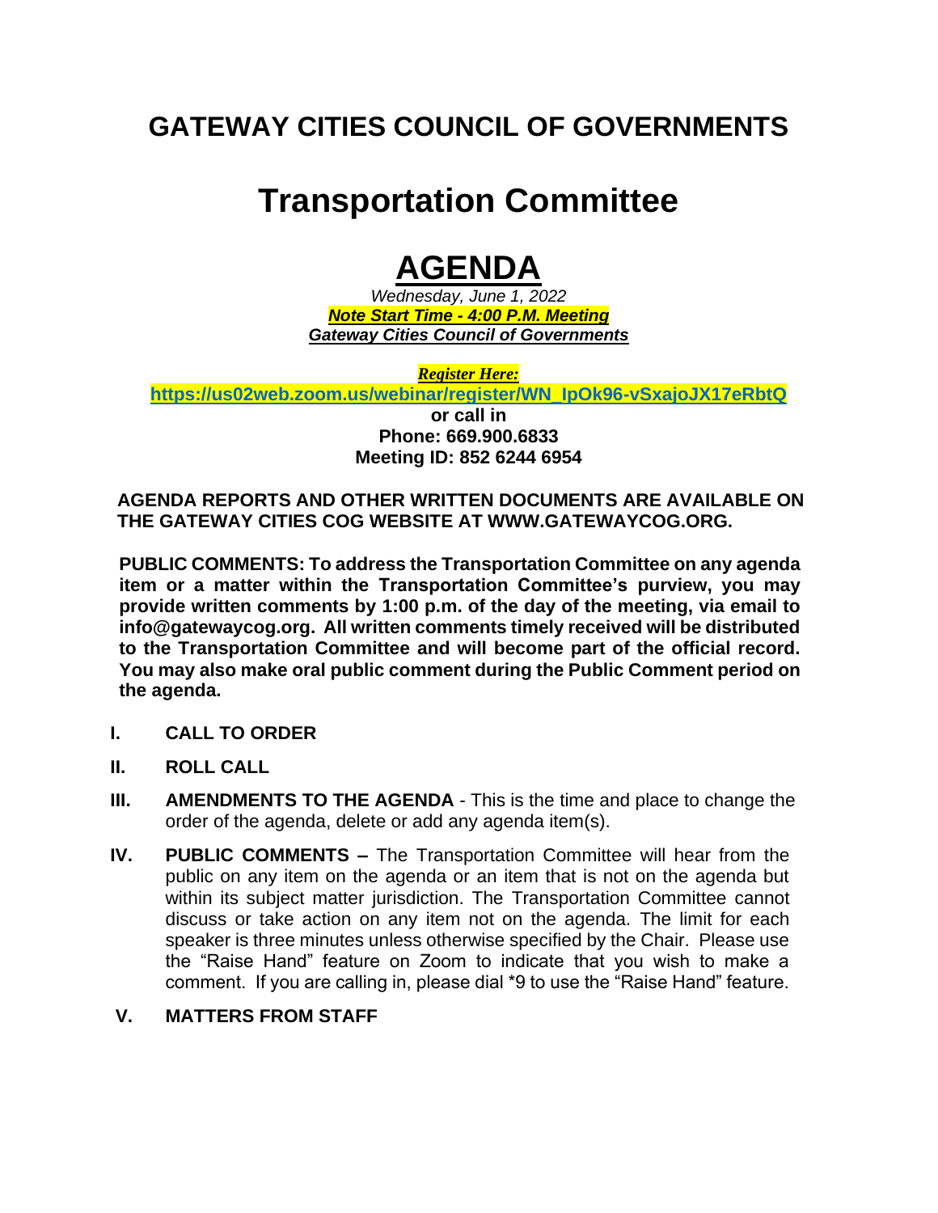# GATEWAY CITIES COUNCIL OF GOVERNMENTS

# Transportation Committee

# AGENDA

*Wednesday, June 1, 2022*

***Note Start Time - 4:00 P.M. Meeting***

***Gateway Cities Council of Governments***

***Register Here:***

**https://us02web.zoom.us/webinar/register/WN_IpOk96-vSxajoJX17eRbtQ**

**or call in**

**Phone: 669.900.6833**

**Meeting ID: 852 6244 6954**

**AGENDA REPORTS AND OTHER WRITTEN DOCUMENTS ARE AVAILABLE ON THE GATEWAY CITIES COG WEBSITE AT WWW.GATEWAYCOG.ORG.**

**PUBLIC COMMENTS: To address the Transportation Committee on any agenda item or a matter within the Transportation Committee's purview, you may provide written comments by 1:00 p.m. of the day of the meeting, via email to info@gatewaycog.org. All written comments timely received will be distributed to the Transportation Committee and will become part of the official record. You may also make oral public comment during the Public Comment period on the agenda.**

**I. CALL TO ORDER**

**II. ROLL CALL**

**III. AMENDMENTS TO THE AGENDA** - This is the time and place to change the order of the agenda, delete or add any agenda item(s).

**IV. PUBLIC COMMENTS –** The Transportation Committee will hear from the public on any item on the agenda or an item that is not on the agenda but within its subject matter jurisdiction. The Transportation Committee cannot discuss or take action on any item not on the agenda. The limit for each speaker is three minutes unless otherwise specified by the Chair. Please use the "Raise Hand" feature on Zoom to indicate that you wish to make a comment. If you are calling in, please dial *9 to use the "Raise Hand" feature.

**V. MATTERS FROM STAFF**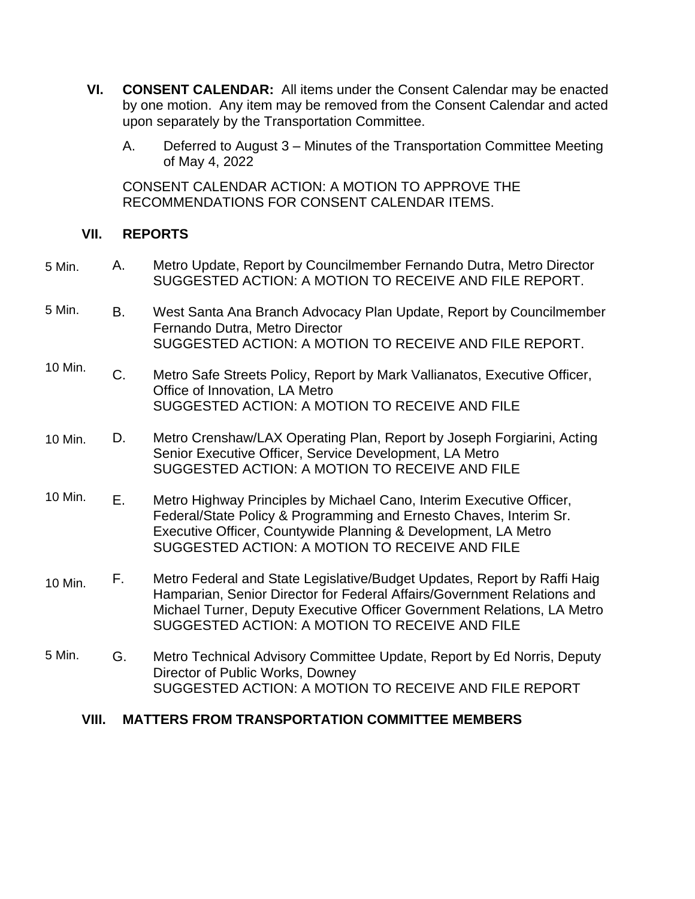## VI. CONSENT CALENDAR:

**VI. CONSENT CALENDAR:** All items under the Consent Calendar may be enacted by one motion. Any item may be removed from the Consent Calendar and acted upon separately by the Transportation Committee.

A. Deferred to August 3 – Minutes of the Transportation Committee Meeting of May 4, 2022

CONSENT CALENDAR ACTION: A MOTION TO APPROVE THE RECOMMENDATIONS FOR CONSENT CALENDAR ITEMS.

## VII. REPORTS

5 Min. A. Metro Update, Report by Councilmember Fernando Dutra, Metro Director
SUGGESTED ACTION: A MOTION TO RECEIVE AND FILE REPORT.

5 Min. B. West Santa Ana Branch Advocacy Plan Update, Report by Councilmember Fernando Dutra, Metro Director
SUGGESTED ACTION: A MOTION TO RECEIVE AND FILE REPORT.

10 Min. C. Metro Safe Streets Policy, Report by Mark Vallianatos, Executive Officer, Office of Innovation, LA Metro
SUGGESTED ACTION: A MOTION TO RECEIVE AND FILE

10 Min. D. Metro Crenshaw/LAX Operating Plan, Report by Joseph Forgiarini, Acting Senior Executive Officer, Service Development, LA Metro
SUGGESTED ACTION: A MOTION TO RECEIVE AND FILE

10 Min. E. Metro Highway Principles by Michael Cano, Interim Executive Officer, Federal/State Policy & Programming and Ernesto Chaves, Interim Sr. Executive Officer, Countywide Planning & Development, LA Metro
SUGGESTED ACTION: A MOTION TO RECEIVE AND FILE

10 Min. F. Metro Federal and State Legislative/Budget Updates, Report by Raffi Haig Hamparian, Senior Director for Federal Affairs/Government Relations and Michael Turner, Deputy Executive Officer Government Relations, LA Metro
SUGGESTED ACTION: A MOTION TO RECEIVE AND FILE

5 Min. G. Metro Technical Advisory Committee Update, Report by Ed Norris, Deputy Director of Public Works, Downey
SUGGESTED ACTION: A MOTION TO RECEIVE AND FILE REPORT

## VIII. MATTERS FROM TRANSPORTATION COMMITTEE MEMBERS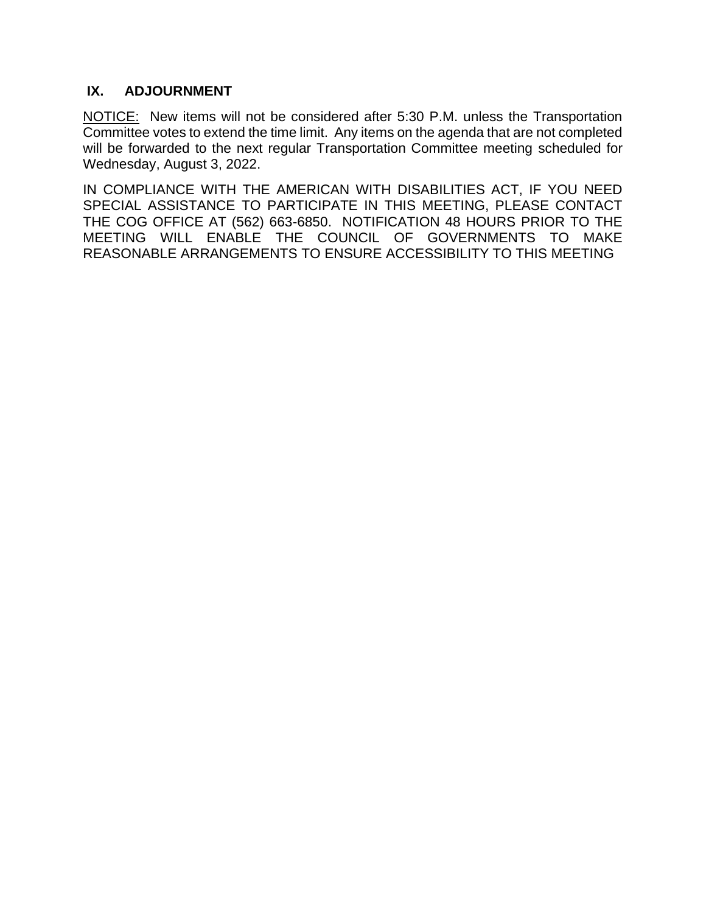## IX. ADJOURNMENT

<u>NOTICE:</u> New items will not be considered after 5:30 P.M. unless the Transportation Committee votes to extend the time limit. Any items on the agenda that are not completed will be forwarded to the next regular Transportation Committee meeting scheduled for Wednesday, August 3, 2022.

IN COMPLIANCE WITH THE AMERICAN WITH DISABILITIES ACT, IF YOU NEED SPECIAL ASSISTANCE TO PARTICIPATE IN THIS MEETING, PLEASE CONTACT THE COG OFFICE AT (562) 663-6850. NOTIFICATION 48 HOURS PRIOR TO THE MEETING WILL ENABLE THE COUNCIL OF GOVERNMENTS TO MAKE REASONABLE ARRANGEMENTS TO ENSURE ACCESSIBILITY TO THIS MEETING